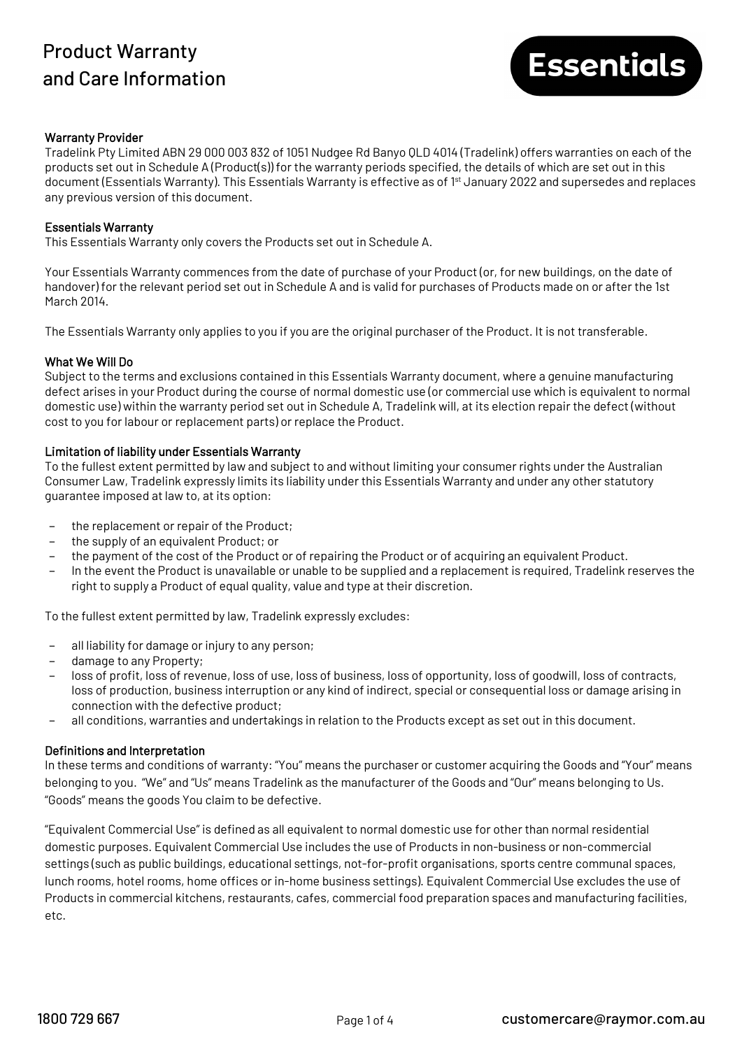# Product Warranty and Care Information

Essentials

### Warranty Provider

Tradelink Pty Limited ABN 29 000 003 832 of 1051 Nudgee Rd Banyo QLD 4014 (Tradelink) offers warranties on each of the products set out in Schedule A (Product(s)) for the warranty periods specified, the details of which are set out in this document (Essentials Warranty). This Essentials Warranty is effective as of 1st January 2022 and supersedes and replaces any previous version of this document.

### Essentials Warranty

This Essentials Warranty only covers the Products set out in Schedule A.

Your Essentials Warranty commences from the date of purchase of your Product (or, for new buildings, on the date of handover) for the relevant period set out in Schedule A and is valid for purchases of Products made on or after the 1st March 2014.

The Essentials Warranty only applies to you if you are the original purchaser of the Product. It is not transferable.

### What We Will Do

Subject to the terms and exclusions contained in this Essentials Warranty document, where a genuine manufacturing defect arises in your Product during the course of normal domestic use (or commercial use which is equivalent to normal domestic use) within the warranty period set out in Schedule A, Tradelink will, at its election repair the defect (without cost to you for labour or replacement parts) or replace the Product.

### Limitation of liability under Essentials Warranty

To the fullest extent permitted by law and subject to and without limiting your consumer rights under the Australian Consumer Law, Tradelink expressly limits its liability under this Essentials Warranty and under any other statutory guarantee imposed at law to, at its option:

- the replacement or repair of the Product;
- the supply of an equivalent Product; or
- the payment of the cost of the Product or of repairing the Product or of acquiring an equivalent Product.
- In the event the Product is unavailable or unable to be supplied and a replacement is required, Tradelink reserves the right to supply a Product of equal quality, value and type at their discretion.

To the fullest extent permitted by law, Tradelink expressly excludes:

- all liability for damage or injury to any person;
- damage to any Property;
- loss of profit, loss of revenue, loss of use, loss of business, loss of opportunity, loss of goodwill, loss of contracts, loss of production, business interruption or any kind of indirect, special or consequential loss or damage arising in connection with the defective product;
- all conditions, warranties and undertakings in relation to the Products except as set out in this document.

### Definitions and Interpretation

In these terms and conditions of warranty: "You" means the purchaser or customer acquiring the Goods and "Your" means belonging to you. "We" and "Us" means Tradelink as the manufacturer of the Goods and "Our" means belonging to Us. "Goods" means the goods You claim to be defective.

"Equivalent Commercial Use" is defined as all equivalent to normal domestic use for other than normal residential domestic purposes. Equivalent Commercial Use includes the use of Products in non-business or non-commercial settings (such as public buildings, educational settings, not-for-profit organisations, sports centre communal spaces, lunch rooms, hotel rooms, home offices or in-home business settings). Equivalent Commercial Use excludes the use of Products in commercial kitchens, restaurants, cafes, commercial food preparation spaces and manufacturing facilities, etc.

1800 729 667

customercare@raymor.com.au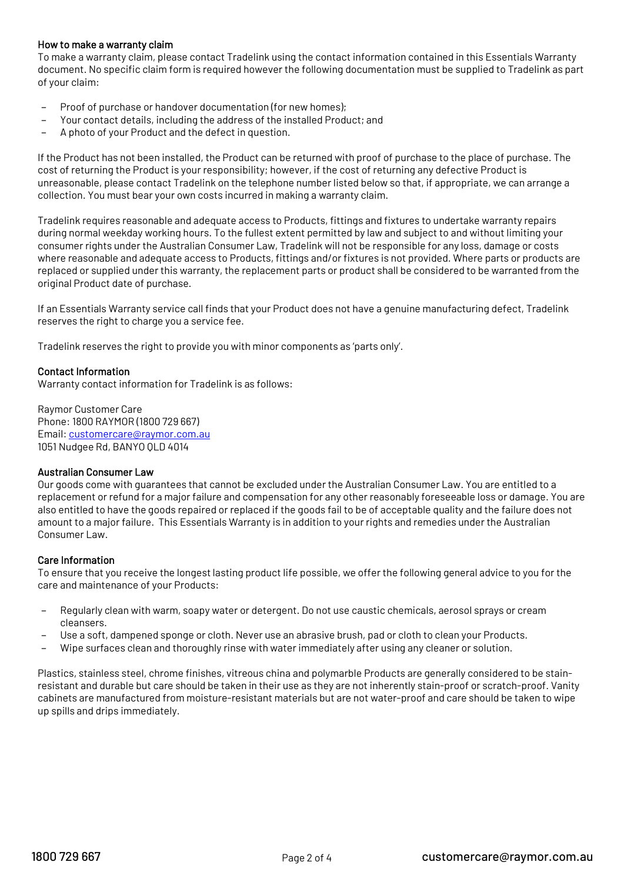### How to make a warranty claim

To make a warranty claim, please contact Tradelink using the contact information contained in this Essentials Warranty document. No specific claim form is required however the following documentation must be supplied to Tradelink as part of your claim:

- Proof of purchase or handover documentation (for new homes);
- Your contact details, including the address of the installed Product; and
- A photo of your Product and the defect in question.

If the Product has not been installed, the Product can be returned with proof of purchase to the place of purchase. The cost of returning the Product is your responsibility; however, if the cost of returning any defective Product is unreasonable, please contact Tradelink on the telephone number listed below so that, if appropriate, we can arrange a collection. You must bear your own costs incurred in making a warranty claim.

Tradelink requires reasonable and adequate access to Products, fittings and fixtures to undertake warranty repairs during normal weekday working hours. To the fullest extent permitted by law and subject to and without limiting your consumer rights under the Australian Consumer Law, Tradelink will not be responsible for any loss, damage or costs where reasonable and adequate access to Products, fittings and/or fixtures is not provided. Where parts or products are replaced or supplied under this warranty, the replacement parts or product shall be considered to be warranted from the original Product date of purchase.

If an Essentials Warranty service call finds that your Product does not have a genuine manufacturing defect, Tradelink reserves the right to charge you a service fee.

Tradelink reserves the right to provide you with minor components as 'parts only'.

### Contact Information

Warranty contact information for Tradelink is as follows:

Raymor Customer Care
Phone: 1800 RAYMOR (1800 729 667)
Email: customercare@raymor.com.au
1051 Nudgee Rd, BANYO QLD 4014

### Australian Consumer Law

Our goods come with guarantees that cannot be excluded under the Australian Consumer Law. You are entitled to a replacement or refund for a major failure and compensation for any other reasonably foreseeable loss or damage. You are also entitled to have the goods repaired or replaced if the goods fail to be of acceptable quality and the failure does not amount to a major failure. This Essentials Warranty is in addition to your rights and remedies under the Australian Consumer Law.

### Care Information

To ensure that you receive the longest lasting product life possible, we offer the following general advice to you for the care and maintenance of your Products:

- Regularly clean with warm, soapy water or detergent. Do not use caustic chemicals, aerosol sprays or cream cleansers.
- Use a soft, dampened sponge or cloth. Never use an abrasive brush, pad or cloth to clean your Products.
- Wipe surfaces clean and thoroughly rinse with water immediately after using any cleaner or solution.

Plastics, stainless steel, chrome finishes, vitreous china and polymarble Products are generally considered to be stain-resistant and durable but care should be taken in their use as they are not inherently stain-proof or scratch-proof. Vanity cabinets are manufactured from moisture-resistant materials but are not water-proof and care should be taken to wipe up spills and drips immediately.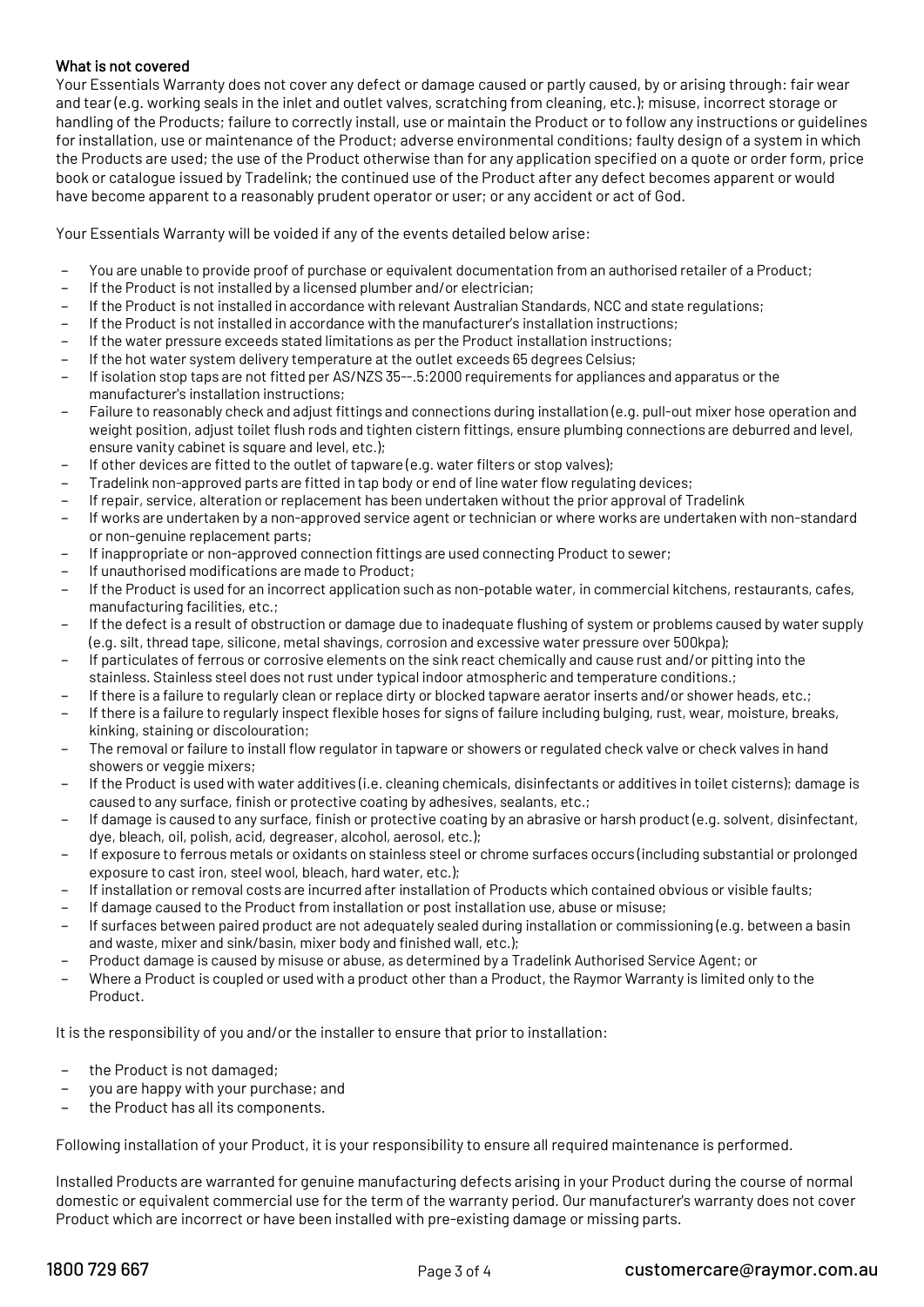**What is not covered**

Your Essentials Warranty does not cover any defect or damage caused or partly caused, by or arising through: fair wear and tear (e.g. working seals in the inlet and outlet valves, scratching from cleaning, etc.); misuse, incorrect storage or handling of the Products; failure to correctly install, use or maintain the Product or to follow any instructions or guidelines for installation, use or maintenance of the Product; adverse environmental conditions; faulty design of a system in which the Products are used; the use of the Product otherwise than for any application specified on a quote or order form, price book or catalogue issued by Tradelink; the continued use of the Product after any defect becomes apparent or would have become apparent to a reasonably prudent operator or user; or any accident or act of God.

Your Essentials Warranty will be voided if any of the events detailed below arise:

- You are unable to provide proof of purchase or equivalent documentation from an authorised retailer of a Product;
- If the Product is not installed by a licensed plumber and/or electrician;
- If the Product is not installed in accordance with relevant Australian Standards, NCC and state regulations;
- If the Product is not installed in accordance with the manufacturer's installation instructions;
- If the water pressure exceeds stated limitations as per the Product installation instructions;
- If the hot water system delivery temperature at the outlet exceeds 65 degrees Celsius;
- If isolation stop taps are not fitted per AS/NZS 35--.5:2000 requirements for appliances and apparatus or the manufacturer's installation instructions;
- Failure to reasonably check and adjust fittings and connections during installation (e.g. pull-out mixer hose operation and weight position, adjust toilet flush rods and tighten cistern fittings, ensure plumbing connections are deburred and level, ensure vanity cabinet is square and level, etc.);
- If other devices are fitted to the outlet of tapware (e.g. water filters or stop valves);
- Tradelink non-approved parts are fitted in tap body or end of line water flow regulating devices;
- If repair, service, alteration or replacement has been undertaken without the prior approval of Tradelink
- If works are undertaken by a non-approved service agent or technician or where works are undertaken with non-standard or non-genuine replacement parts;
- If inappropriate or non-approved connection fittings are used connecting Product to sewer;
- If unauthorised modifications are made to Product;
- If the Product is used for an incorrect application such as non-potable water, in commercial kitchens, restaurants, cafes, manufacturing facilities, etc.;
- If the defect is a result of obstruction or damage due to inadequate flushing of system or problems caused by water supply (e.g. silt, thread tape, silicone, metal shavings, corrosion and excessive water pressure over 500kpa);
- If particulates of ferrous or corrosive elements on the sink react chemically and cause rust and/or pitting into the stainless. Stainless steel does not rust under typical indoor atmospheric and temperature conditions.;
- If there is a failure to regularly clean or replace dirty or blocked tapware aerator inserts and/or shower heads, etc.;
- If there is a failure to regularly inspect flexible hoses for signs of failure including bulging, rust, wear, moisture, breaks, kinking, staining or discolouration;
- The removal or failure to install flow regulator in tapware or showers or regulated check valve or check valves in hand showers or veggie mixers;
- If the Product is used with water additives (i.e. cleaning chemicals, disinfectants or additives in toilet cisterns); damage is caused to any surface, finish or protective coating by adhesives, sealants, etc.;
- If damage is caused to any surface, finish or protective coating by an abrasive or harsh product (e.g. solvent, disinfectant, dye, bleach, oil, polish, acid, degreaser, alcohol, aerosol, etc.);
- If exposure to ferrous metals or oxidants on stainless steel or chrome surfaces occurs (including substantial or prolonged exposure to cast iron, steel wool, bleach, hard water, etc.);
- If installation or removal costs are incurred after installation of Products which contained obvious or visible faults;
- If damage caused to the Product from installation or post installation use, abuse or misuse;
- If surfaces between paired product are not adequately sealed during installation or commissioning (e.g. between a basin and waste, mixer and sink/basin, mixer body and finished wall, etc.);
- Product damage is caused by misuse or abuse, as determined by a Tradelink Authorised Service Agent; or
- Where a Product is coupled or used with a product other than a Product, the Raymor Warranty is limited only to the Product.

It is the responsibility of you and/or the installer to ensure that prior to installation:

- the Product is not damaged;
- you are happy with your purchase; and
- the Product has all its components.

Following installation of your Product, it is your responsibility to ensure all required maintenance is performed.

Installed Products are warranted for genuine manufacturing defects arising in your Product during the course of normal domestic or equivalent commercial use for the term of the warranty period. Our manufacturer's warranty does not cover Product which are incorrect or have been installed with pre-existing damage or missing parts.

1800 729 667 customercare@raymor.com.au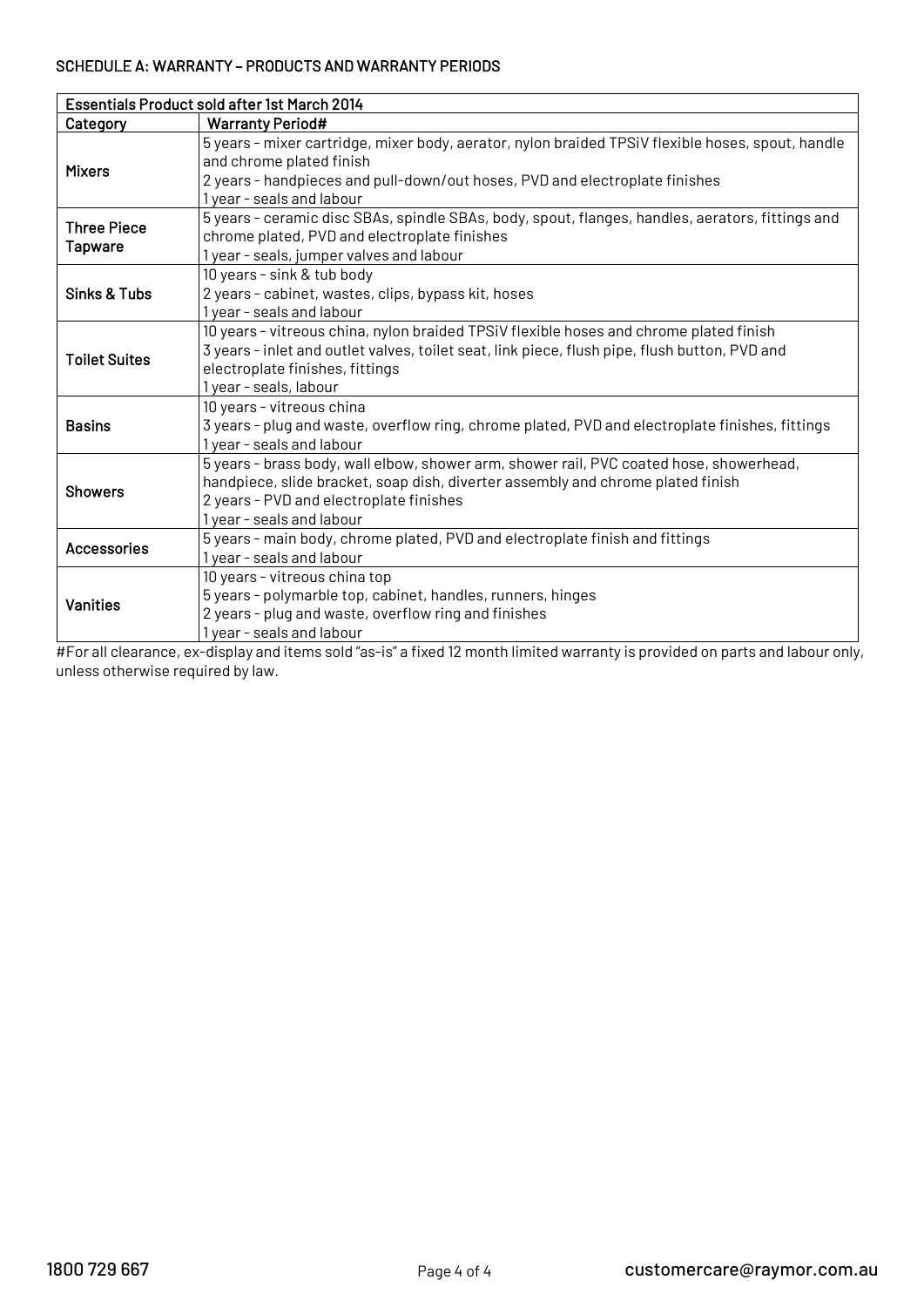### SCHEDULE A: WARRANTY – PRODUCTS AND WARRANTY PERIODS

| Essentials Product sold after 1st March 2014 | |
|---|---|
| **Category** | **Warranty Period#** |
| **Mixers** | 5 years - mixer cartridge, mixer body, aerator, nylon braided TPSiV flexible hoses, spout, handle and chrome plated finish<br>2 years - handpieces and pull-down/out hoses, PVD and electroplate finishes<br>1 year - seals and labour |
| **Three Piece Tapware** | 5 years - ceramic disc SBAs, spindle SBAs, body, spout, flanges, handles, aerators, fittings and chrome plated, PVD and electroplate finishes<br>1 year - seals, jumper valves and labour |
| **Sinks & Tubs** | 10 years - sink & tub body<br>2 years - cabinet, wastes, clips, bypass kit, hoses<br>1 year - seals and labour |
| **Toilet Suites** | 10 years - vitreous china, nylon braided TPSiV flexible hoses and chrome plated finish<br>3 years - inlet and outlet valves, toilet seat, link piece, flush pipe, flush button, PVD and electroplate finishes, fittings<br>1 year - seals, labour |
| **Basins** | 10 years - vitreous china<br>3 years - plug and waste, overflow ring, chrome plated, PVD and electroplate finishes, fittings<br>1 year - seals and labour |
| **Showers** | 5 years - brass body, wall elbow, shower arm, shower rail, PVC coated hose, showerhead, handpiece, slide bracket, soap dish, diverter assembly and chrome plated finish<br>2 years - PVD and electroplate finishes<br>1 year - seals and labour |
| **Accessories** | 5 years - main body, chrome plated, PVD and electroplate finish and fittings<br>1 year - seals and labour |
| **Vanities** | 10 years - vitreous china top<br>5 years - polymarble top, cabinet, handles, runners, hinges<br>2 years - plug and waste, overflow ring and finishes<br>1 year - seals and labour |

#For all clearance, ex-display and items sold "as-is" a fixed 12 month limited warranty is provided on parts and labour only, unless otherwise required by law.

**1800 729 667** **customercare@raymor.com.au**